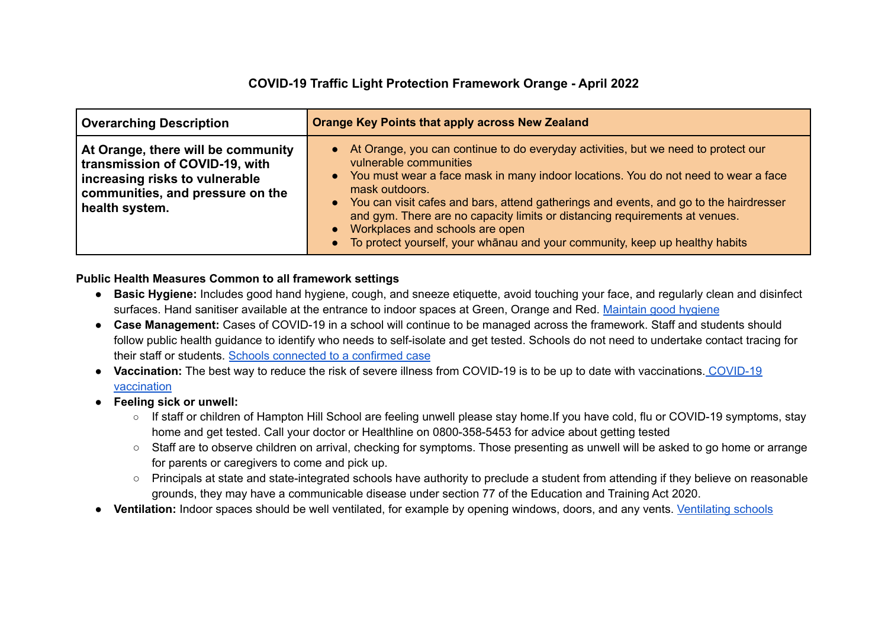# COVID-19 Traffic Light Protection Framework Orange - April 2022

| Overarching Description | Orange Key Points that apply across New Zealand |
|---|---|
| **At Orange, there will be community transmission of COVID-19, with increasing risks to vulnerable communities, and pressure on the health system.** | • At Orange, you can continue to do everyday activities, but we need to protect our vulnerable communities<br>• You must wear a face mask in many indoor locations. You do not need to wear a face mask outdoors.<br>• You can visit cafes and bars, attend gatherings and events, and go to the hairdresser and gym. There are no capacity limits or distancing requirements at venues.<br>• Workplaces and schools are open<br>• To protect yourself, your whānau and your community, keep up healthy habits |

**Public Health Measures Common to all framework settings**

- **Basic Hygiene:** Includes good hand hygiene, cough, and sneeze etiquette, avoid touching your face, and regularly clean and disinfect surfaces. Hand sanitiser available at the entrance to indoor spaces at Green, Orange and Red. Maintain good hygiene
- **Case Management:** Cases of COVID-19 in a school will continue to be managed across the framework. Staff and students should follow public health guidance to identify who needs to self-isolate and get tested. Schools do not need to undertake contact tracing for their staff or students. Schools connected to a confirmed case
- **Vaccination:** The best way to reduce the risk of severe illness from COVID-19 is to be up to date with vaccinations. COVID-19 vaccination
- **Feeling sick or unwell:**
  - If staff or children of Hampton Hill School are feeling unwell please stay home.If you have cold, flu or COVID-19 symptoms, stay home and get tested. Call your doctor or Healthline on 0800-358-5453 for advice about getting tested
  - Staff are to observe children on arrival, checking for symptoms. Those presenting as unwell will be asked to go home or arrange for parents or caregivers to come and pick up.
  - Principals at state and state-integrated schools have authority to preclude a student from attending if they believe on reasonable grounds, they may have a communicable disease under section 77 of the Education and Training Act 2020.
- **Ventilation:** Indoor spaces should be well ventilated, for example by opening windows, doors, and any vents. Ventilating schools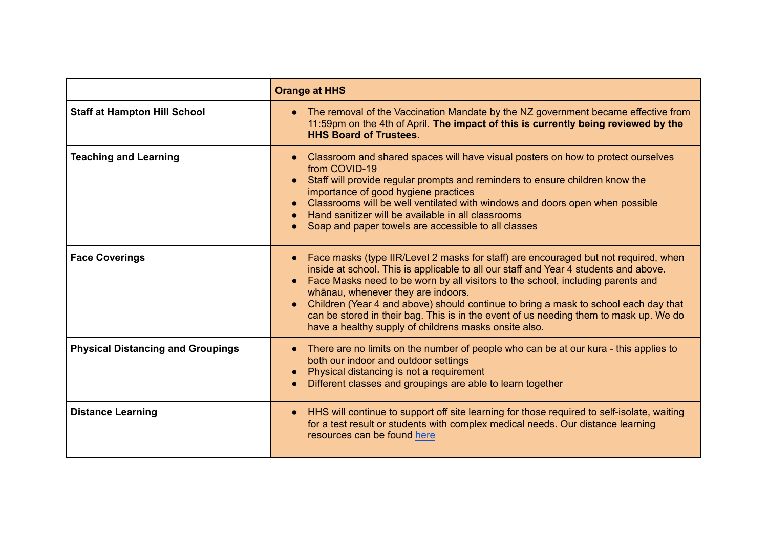| | **Orange at HHS** |
|---|---|
| **Staff at Hampton Hill School** | • The removal of the Vaccination Mandate by the NZ government became effective from 11:59pm on the 4th of April. **The impact of this is currently being reviewed by the HHS Board of Trustees.** |
| **Teaching and Learning** | • Classroom and shared spaces will have visual posters on how to protect ourselves from COVID-19<br>• Staff will provide regular prompts and reminders to ensure children know the importance of good hygiene practices<br>• Classrooms will be well ventilated with windows and doors open when possible<br>• Hand sanitizer will be available in all classrooms<br>• Soap and paper towels are accessible to all classes |
| **Face Coverings** | • Face masks (type IIR/Level 2 masks for staff) are encouraged but not required, when inside at school. This is applicable to all our staff and Year 4 students and above.<br>• Face Masks need to be worn by all visitors to the school, including parents and whānau, whenever they are indoors.<br>• Children (Year 4 and above) should continue to bring a mask to school each day that can be stored in their bag. This is in the event of us needing them to mask up. We do have a healthy supply of childrens masks onsite also. |
| **Physical Distancing and Groupings** | • There are no limits on the number of people who can be at our kura - this applies to both our indoor and outdoor settings<br>• Physical distancing is not a requirement<br>• Different classes and groupings are able to learn together |
| **Distance Learning** | • HHS will continue to support off site learning for those required to self-isolate, waiting for a test result or students with complex medical needs. Our distance learning resources can be found here |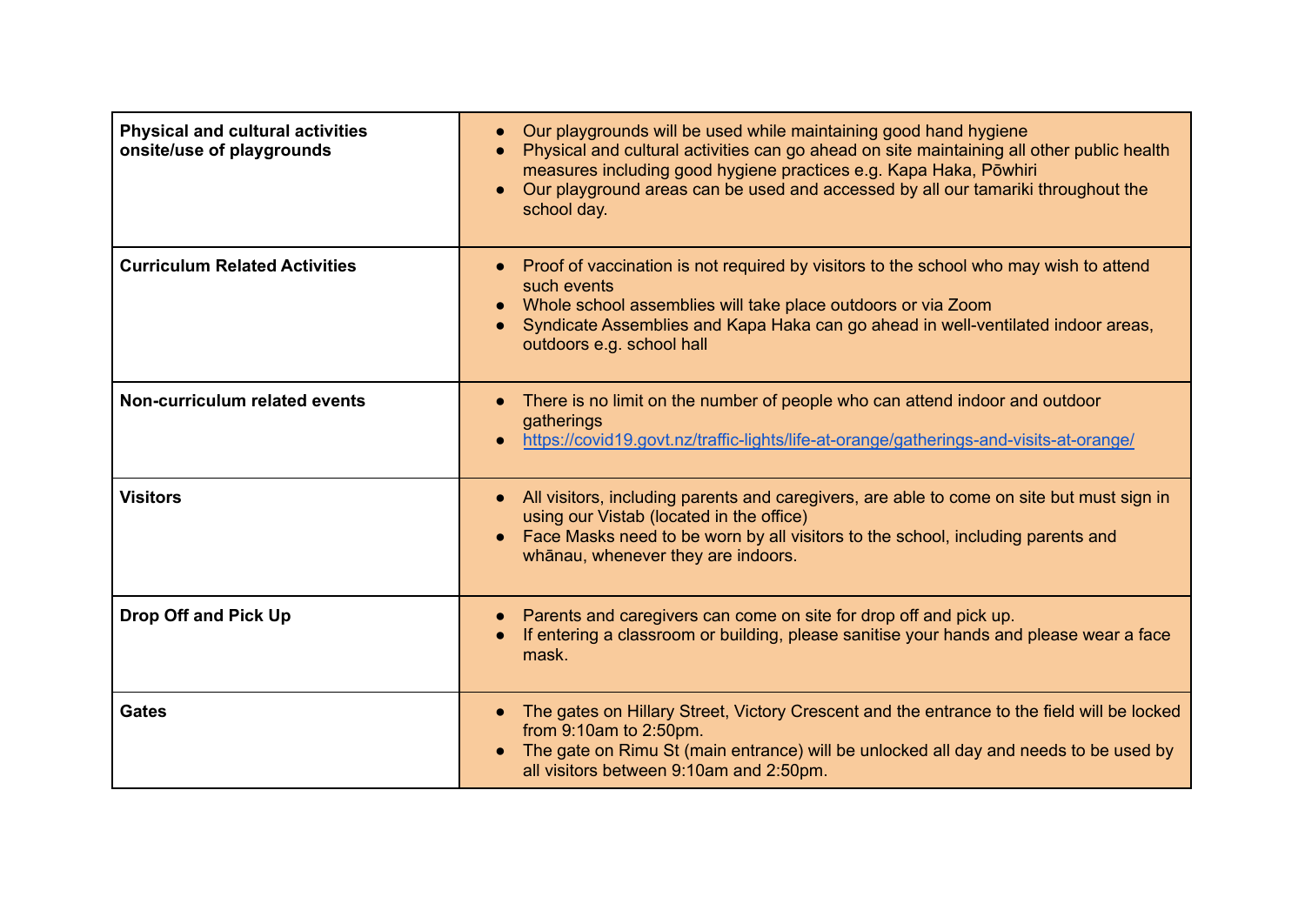| | |
|---|---|
| **Physical and cultural activities onsite/use of playgrounds** | • Our playgrounds will be used while maintaining good hand hygiene<br>• Physical and cultural activities can go ahead on site maintaining all other public health measures including good hygiene practices e.g. Kapa Haka, Pōwhiri<br>• Our playground areas can be used and accessed by all our tamariki throughout the school day. |
| **Curriculum Related Activities** | • Proof of vaccination is not required by visitors to the school who may wish to attend such events<br>• Whole school assemblies will take place outdoors or via Zoom<br>• Syndicate Assemblies and Kapa Haka can go ahead in well-ventilated indoor areas, outdoors e.g. school hall |
| **Non-curriculum related events** | • There is no limit on the number of people who can attend indoor and outdoor gatherings<br>• [https://covid19.govt.nz/traffic-lights/life-at-orange/gatherings-and-visits-at-orange/](https://covid19.govt.nz/traffic-lights/life-at-orange/gatherings-and-visits-at-orange/) |
| **Visitors** | • All visitors, including parents and caregivers, are able to come on site but must sign in using our Vistab (located in the office)<br>• Face Masks need to be worn by all visitors to the school, including parents and whānau, whenever they are indoors. |
| **Drop Off and Pick Up** | • Parents and caregivers can come on site for drop off and pick up.<br>• If entering a classroom or building, please sanitise your hands and please wear a face mask. |
| **Gates** | • The gates on Hillary Street, Victory Crescent and the entrance to the field will be locked from 9:10am to 2:50pm.<br>• The gate on Rimu St (main entrance) will be unlocked all day and needs to be used by all visitors between 9:10am and 2:50pm. |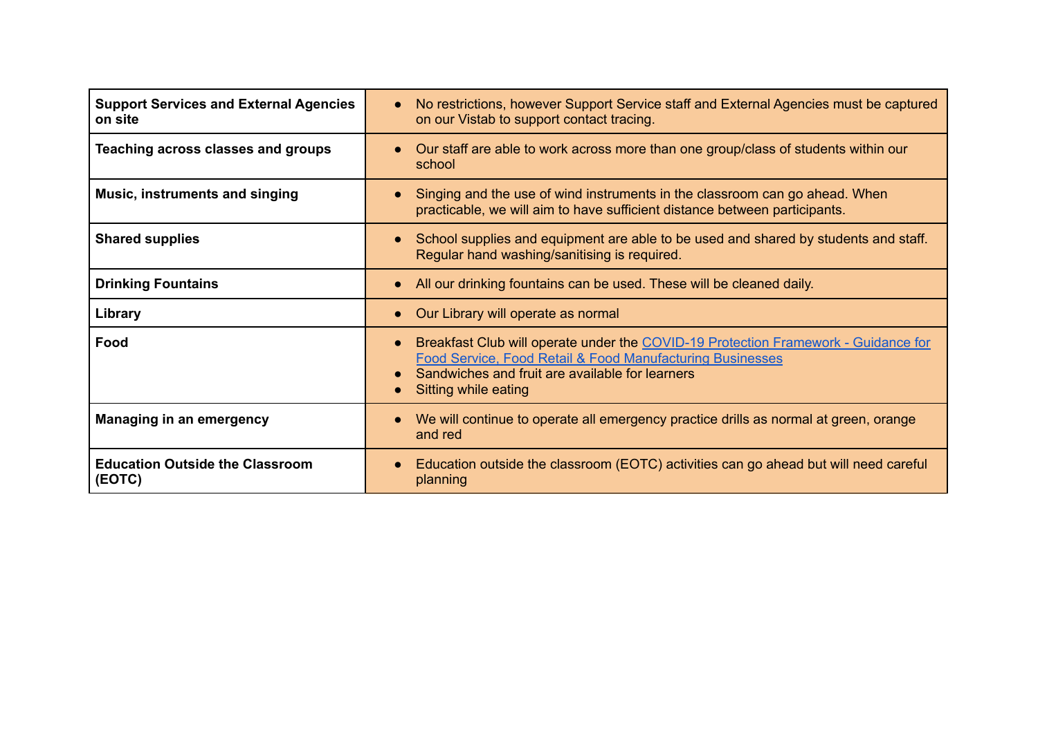| | |
|---|---|
| **Support Services and External Agencies on site** | • No restrictions, however Support Service staff and External Agencies must be captured on our Vistab to support contact tracing. |
| **Teaching across classes and groups** | • Our staff are able to work across more than one group/class of students within our school |
| **Music, instruments and singing** | • Singing and the use of wind instruments in the classroom can go ahead. When practicable, we will aim to have sufficient distance between participants. |
| **Shared supplies** | • School supplies and equipment are able to be used and shared by students and staff. Regular hand washing/sanitising is required. |
| **Drinking Fountains** | • All our drinking fountains can be used. These will be cleaned daily. |
| **Library** | • Our Library will operate as normal |
| **Food** | • Breakfast Club will operate under the COVID-19 Protection Framework - Guidance for Food Service, Food Retail & Food Manufacturing Businesses<br>• Sandwiches and fruit are available for learners<br>• Sitting while eating |
| **Managing in an emergency** | • We will continue to operate all emergency practice drills as normal at green, orange and red |
| **Education Outside the Classroom (EOTC)** | • Education outside the classroom (EOTC) activities can go ahead but will need careful planning |